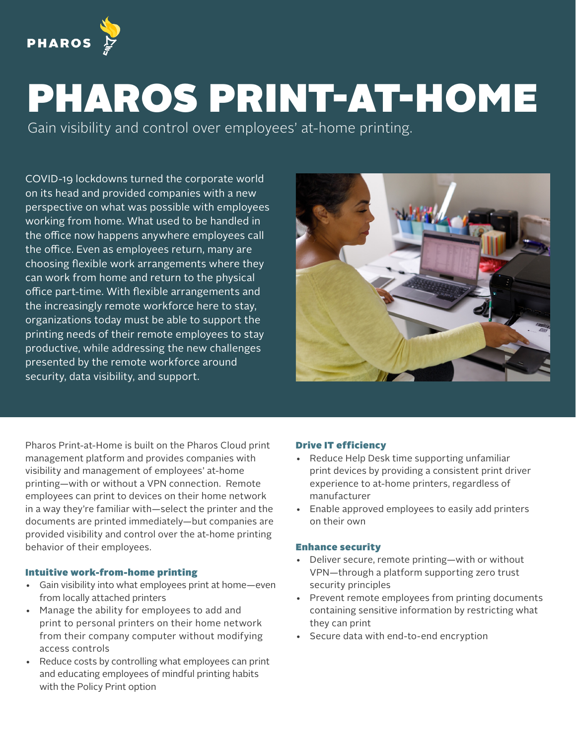PHAROS

# PHAROS PRINT-AT-HOME

Gain visibility and control over employees' at-home printing.

COVID-19 lockdowns turned the corporate world on its head and provided companies with a new perspective on what was possible with employees working from home. What used to be handled in the office now happens anywhere employees call the office. Even as employees return, many are choosing flexible work arrangements where they can work from home and return to the physical office part-time. With flexible arrangements and the increasingly remote workforce here to stay, organizations today must be able to support the printing needs of their remote employees to stay productive, while addressing the new challenges presented by the remote workforce around security, data visibility, and support.

Pharos Print-at-Home is built on the Pharos Cloud print management platform and provides companies with visibility and management of employees' at-home printing—with or without a VPN connection. Remote employees can print to devices on their home network in a way they're familiar with—select the printer and the documents are printed immediately—but companies are provided visibility and control over the at-home printing behavior of their employees.

### Intuitive work-from-home printing

- Gain visibility into what employees print at home—even from locally attached printers
- Manage the ability for employees to add and print to personal printers on their home network from their company computer without modifying access controls
- Reduce costs by controlling what employees can print and educating employees of mindful printing habits with the Policy Print option

### Drive IT efficiency

- Reduce Help Desk time supporting unfamiliar print devices by providing a consistent print driver experience to at-home printers, regardless of manufacturer
- Enable approved employees to easily add printers on their own

### Enhance security

- Deliver secure, remote printing—with or without VPN—through a platform supporting zero trust security principles
- Prevent remote employees from printing documents containing sensitive information by restricting what they can print
- Secure data with end-to-end encryption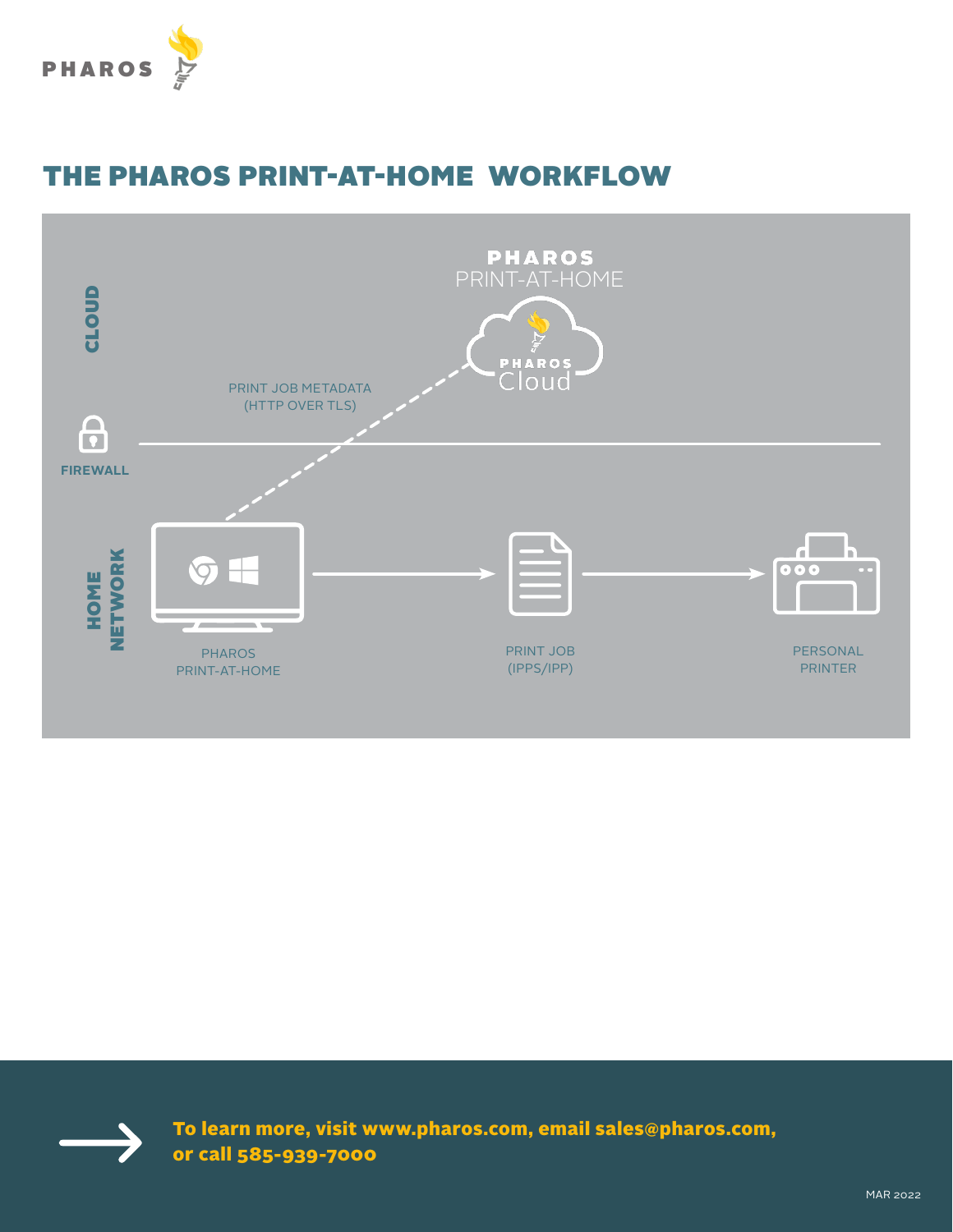# THE PHAROS PRINT-AT-HOME WORKFLOW

CLOUD

PHAROS PRINT-AT-HOME

PHAROS Cloud

PRINT JOB METADATA (HTTP OVER TLS)

FIREWALL

HOME NETWORK

PHAROS PRINT-AT-HOME

PRINT JOB (IPPS/IPP)

PERSONAL PRINTER

**To learn more, visit www.pharos.com, email sales@pharos.com, or call 585-939-7000**

MAR 2022